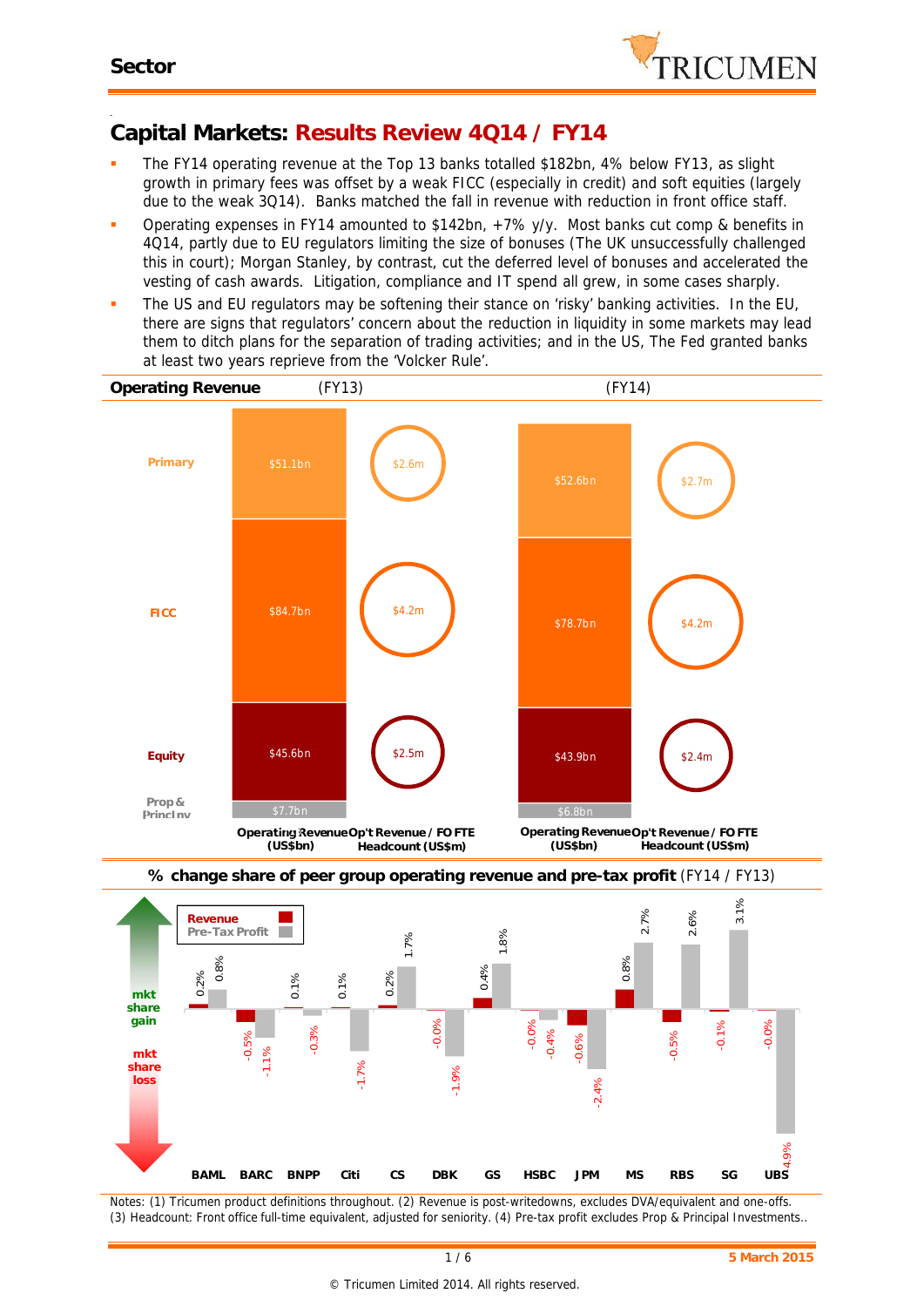## Sector

# Capital Markets: Results Review 4Q14 / FY14

- The FY14 operating revenue at the Top 13 banks totalled $182bn, 4% below FY13, as slight growth in primary fees was offset by a weak FICC (especially in credit) and soft equities (largely due to the weak 3Q14). Banks matched the fall in revenue with reduction in front office staff.
- Operating expenses in FY14 amounted to $142bn, +7% y/y. Most banks cut comp & benefits in 4Q14, partly due to EU regulators limiting the size of bonuses (The UK unsuccessfully challenged this in court); Morgan Stanley, by contrast, cut the deferred level of bonuses and accelerated the vesting of cash awards. Litigation, compliance and IT spend all grew, in some cases sharply.
- The US and EU regulators may be softening their stance on 'risky' banking activities. In the EU, there are signs that regulators' concern about the reduction in liquidity in some markets may lead them to ditch plans for the separation of trading activities; and in the US, The Fed granted banks at least two years reprieve from the 'Volcker Rule'.

## Operating Revenue

| | FY13 Operating Revenue (US$bn) | FY13 Op't Revenue / FO FTE Headcount (US$m) | FY14 Operating Revenue (US$bn) | FY14 Op't Revenue / FO FTE Headcount (US$m) |
|---|---|---|---|---|
| Primary | $51.1bn | $2.6m | $52.6bn | $2.7m |
| FICC | $84.7bn | $4.2m | $78.7bn | $4.2m |
| Equity | $45.6bn | $2.5m | $43.9bn | $2.4m |
| Prop & PrincInv | $7.7bn | | $6.8bn | |

## % change share of peer group operating revenue and pre-tax profit (FY14 / FY13)

| | BAML | BARC | BNPP | Citi | CS | DBK | GS | HSBC | JPM | MS | RBS | SG | UBS |
|---|---|---|---|---|---|---|---|---|---|---|---|---|---|
| Revenue | 0.2% | -0.5% | 0.1% | 0.1% | 0.2% | -0.0% | 0.4% | -0.0% | -0.6% | 0.8% | -0.5% | -0.1% | -0.0% |
| Pre-Tax Profit | 0.8% | -1.1% | -0.3% | -1.7% | 1.7% | -1.9% | 1.8% | -0.4% | -2.4% | 2.7% | 2.6% | 3.1% | -4.9% |

Notes: (1) Tricumen product definitions throughout. (2) Revenue is post-writedowns, excludes DVA/equivalent and one-offs. (3) Headcount: Front office full-time equivalent, adjusted for seniority. (4) Pre-tax profit excludes Prop & Principal Investments..

5 March 2015

© Tricumen Limited 2014. All rights reserved.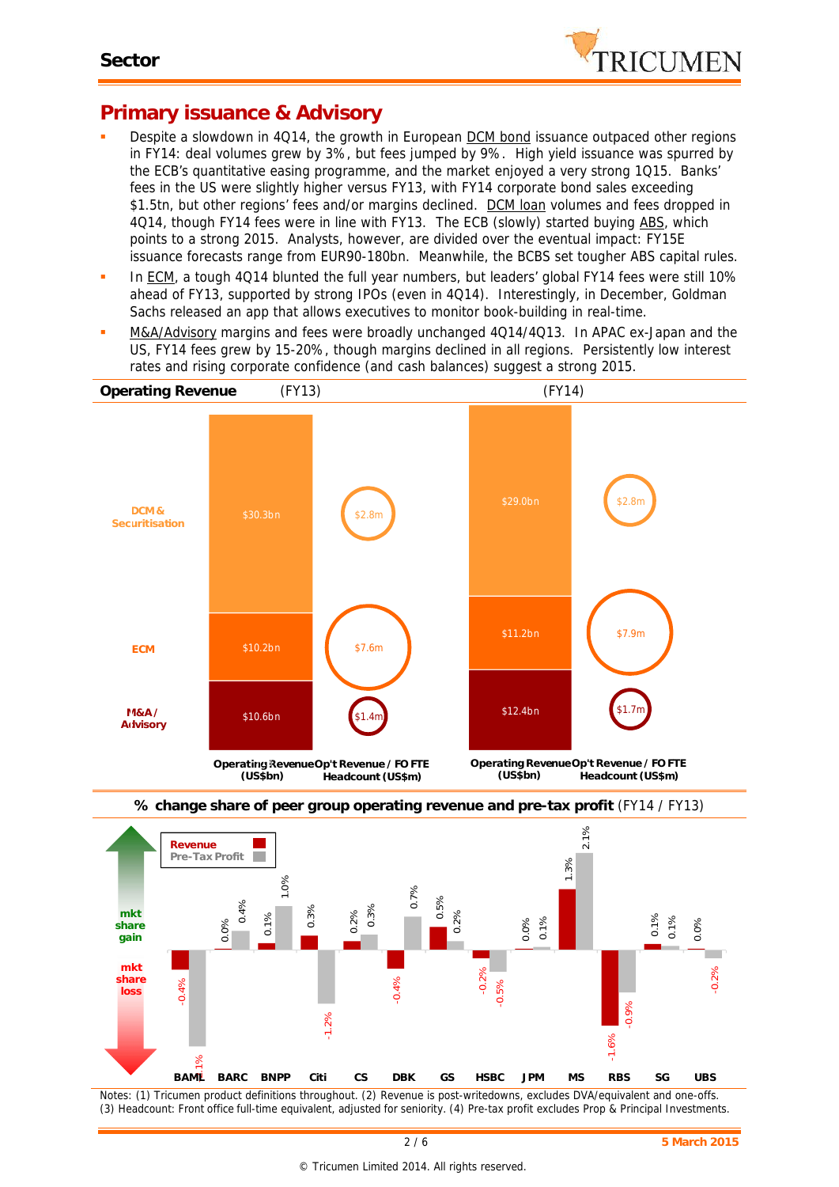## Primary issuance & Advisory

- Despite a slowdown in 4Q14, the growth in European DCM bond issuance outpaced other regions in FY14: deal volumes grew by 3%, but fees jumped by 9%. High yield issuance was spurred by the ECB's quantitative easing programme, and the market enjoyed a very strong 1Q15. Banks' fees in the US were slightly higher versus FY13, with FY14 corporate bond sales exceeding $1.5tn, but other regions' fees and/or margins declined. DCM loan volumes and fees dropped in 4Q14, though FY14 fees were in line with FY13. The ECB (slowly) started buying ABS, which points to a strong 2015. Analysts, however, are divided over the eventual impact: FY15E issuance forecasts range from EUR90-180bn. Meanwhile, the BCBS set tougher ABS capital rules.
- In ECM, a tough 4Q14 blunted the full year numbers, but leaders' global FY14 fees were still 10% ahead of FY13, supported by strong IPOs (even in 4Q14). Interestingly, in December, Goldman Sachs released an app that allows executives to monitor book-building in real-time.
- M&A/Advisory margins and fees were broadly unchanged 4Q14/4Q13. In APAC ex-Japan and the US, FY14 fees grew by 15-20%, though margins declined in all regions. Persistently low interest rates and rising corporate confidence (and cash balances) suggest a strong 2015.

**Operating Revenue**

| | FY13 Operating Revenue (US$bn) | FY13 Op't Revenue / FO FTE Headcount (US$m) | FY14 Operating Revenue (US$bn) | FY14 Op't Revenue / FO FTE Headcount (US$m) |
|---|---|---|---|---|
| DCM & Securitisation | $30.3bn | $2.8m | $29.0bn | $2.8m |
| ECM | $10.2bn | $7.6m | $11.2bn | $7.9m |
| M&A/Advisory | $10.6bn | $1.4m | $12.4bn | $1.7m |

**% change share of peer group operating revenue and pre-tax profit** (FY14 / FY13)

| | BAML | BARC | BNPP | Citi | CS | DBK | GS | HSBC | JPM | MS | RBS | SG | UBS |
|---|---|---|---|---|---|---|---|---|---|---|---|---|---|
| Revenue | -0.4% | 0.0% | 0.1% | 0.3% | 0.2% | -0.4% | 0.5% | -0.2% | 0.0% | 1.3% | -1.6% | 0.1% | 0.0% |
| Pre-Tax Profit | -2.1% | 0.4% | 1.0% | -1.2% | 0.3% | 0.7% | 0.2% | -0.5% | 0.1% | 2.1% | -0.9% | 0.1% | -0.2% |

Notes: (1) Tricumen product definitions throughout. (2) Revenue is post-writedowns, excludes DVA/equivalent and one-offs. (3) Headcount: Front office full-time equivalent, adjusted for seniority. (4) Pre-tax profit excludes Prop & Principal Investments.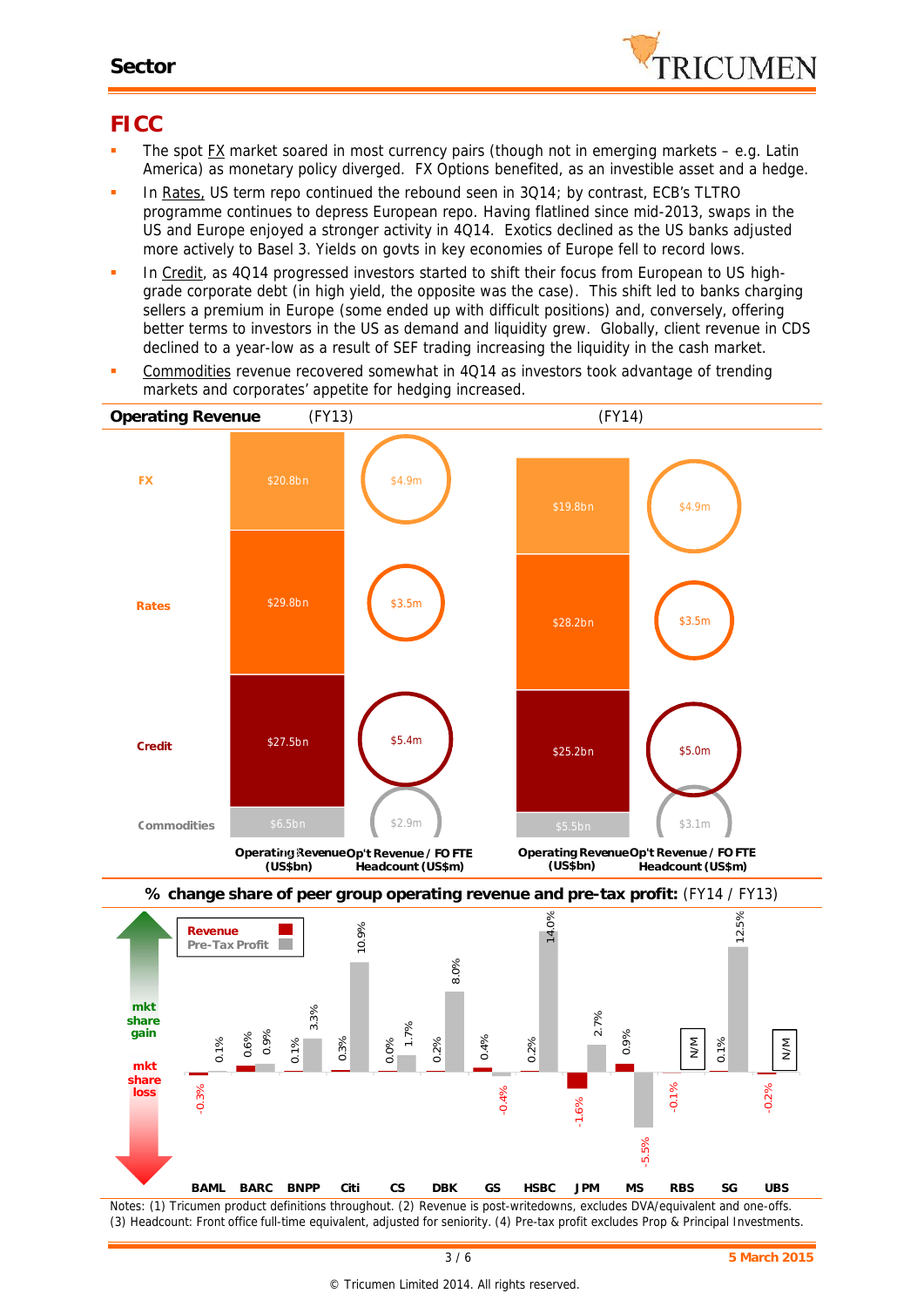## FICC

- The spot FX market soared in most currency pairs (though not in emerging markets – e.g. Latin America) as monetary policy diverged. FX Options benefited, as an investible asset and a hedge.
- In Rates, US term repo continued the rebound seen in 3Q14; by contrast, ECB's TLTRO programme continues to depress European repo. Having flatlined since mid-2013, swaps in the US and Europe enjoyed a stronger activity in 4Q14. Exotics declined as the US banks adjusted more actively to Basel 3. Yields on govts in key economies of Europe fell to record lows.
- In Credit, as 4Q14 progressed investors started to shift their focus from European to US high-grade corporate debt (in high yield, the opposite was the case). This shift led to banks charging sellers a premium in Europe (some ended up with difficult positions) and, conversely, offering better terms to investors in the US as demand and liquidity grew. Globally, client revenue in CDS declined to a year-low as a result of SEF trading increasing the liquidity in the cash market.
- Commodities revenue recovered somewhat in 4Q14 as investors took advantage of trending markets and corporates' appetite for hedging increased.

**Operating Revenue**

| | FY13 Operating Revenue (US$bn) | FY13 Op't Revenue / FO FTE Headcount (US$m) | FY14 Operating Revenue (US$bn) | FY14 Op't Revenue / FO FTE Headcount (US$m) |
|---|---|---|---|---|
| FX | $20.8bn | $4.9m | $19.8bn | $4.9m |
| Rates | $29.8bn | $3.5m | $28.2bn | $3.5m |
| Credit | $27.5bn | $5.4m | $25.2bn | $5.0m |
| Commodities | $6.5bn | $2.9m | $5.5bn | $3.1m |

**% change share of peer group operating revenue and pre-tax profit:** (FY14 / FY13)

| | BAML | BARC | BNPP | Citi | CS | DBK | GS | HSBC | JPM | MS | RBS | SG | UBS |
|---|---|---|---|---|---|---|---|---|---|---|---|---|---|
| Revenue | -0.3% | 0.6% | 0.1% | 0.3% | 0.0% | 0.2% | 0.4% | 0.2% | -1.6% | 0.9% | -0.1% | 0.1% | -0.2% |
| Pre-Tax Profit | 0.1% | 0.9% | 3.3% | 10.9% | 1.7% | 8.0% | -0.4% | 14.0% | 2.7% | -5.5% | N/M | 12.5% | N/M |

Notes: (1) Tricumen product definitions throughout. (2) Revenue is post-writedowns, excludes DVA/equivalent and one-offs. (3) Headcount: Front office full-time equivalent, adjusted for seniority. (4) Pre-tax profit excludes Prop & Principal Investments.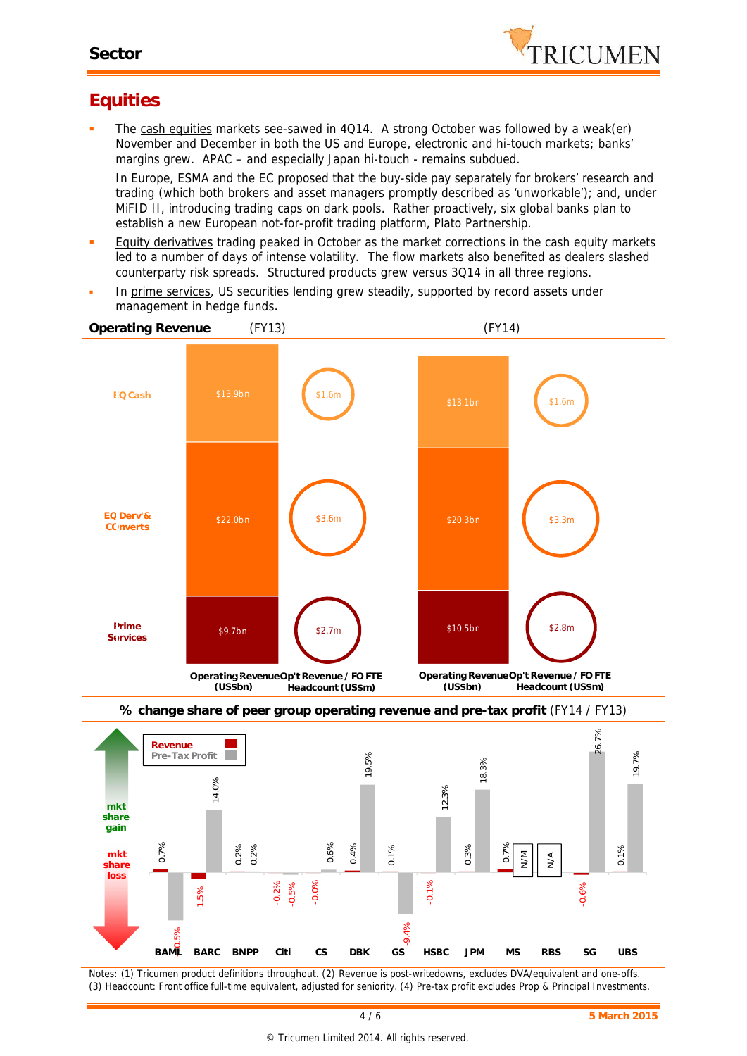# Equities

- The cash equities markets see-sawed in 4Q14. A strong October was followed by a weak(er) November and December in both the US and Europe, electronic and hi-touch markets; banks' margins grew. APAC – and especially Japan hi-touch - remains subdued.

  In Europe, ESMA and the EC proposed that the buy-side pay separately for brokers' research and trading (which both brokers and asset managers promptly described as 'unworkable'); and, under MiFID II, introducing trading caps on dark pools. Rather proactively, six global banks plan to establish a new European not-for-profit trading platform, Plato Partnership.
- Equity derivatives trading peaked in October as the market corrections in the cash equity markets led to a number of days of intense volatility. The flow markets also benefited as dealers slashed counterparty risk spreads. Structured products grew versus 3Q14 in all three regions.
- In prime services, US securities lending grew steadily, supported by record assets under management in hedge funds.

**Operating Revenue** (FY13) (FY14)

| | FY13 Operating Revenue (US$bn) | FY13 Op't Revenue / FO FTE Headcount (US$m) | FY14 Operating Revenue (US$bn) | FY14 Op't Revenue / FO FTE Headcount (US$m) |
|---|---|---|---|---|
| EQ Cash | $13.9bn | $1.6m | $13.1bn | $1.6m |
| EQ Derv's & Converts | $22.0bn | $3.6m | $20.3bn | $3.3m |
| Prime Services | $9.7bn | $2.7m | $10.5bn | $2.8m |

**% change share of peer group operating revenue and pre-tax profit** (FY14 / FY13)

| | BAML | BARC | BNPP | Citi | CS | DBK | GS | HSBC | JPM | MS | RBS | SG | UBS |
|---|---|---|---|---|---|---|---|---|---|---|---|---|---|
| Revenue | 0.7% | -1.5% | 0.2% | -0.2% | -0.0% | 0.4% | 0.1% | -0.1% | 0.3% | 0.7% | N/A | -0.6% | 0.1% |
| Pre-Tax Profit | -10.5% | 14.0% | 0.2% | -0.5% | 0.6% | 19.5% | -9.4% | 12.3% | 18.3% | N/M | N/A | 26.7% | 19.7% |

Notes: (1) Tricumen product definitions throughout. (2) Revenue is post-writedowns, excludes DVA/equivalent and one-offs. (3) Headcount: Front office full-time equivalent, adjusted for seniority. (4) Pre-tax profit excludes Prop & Principal Investments.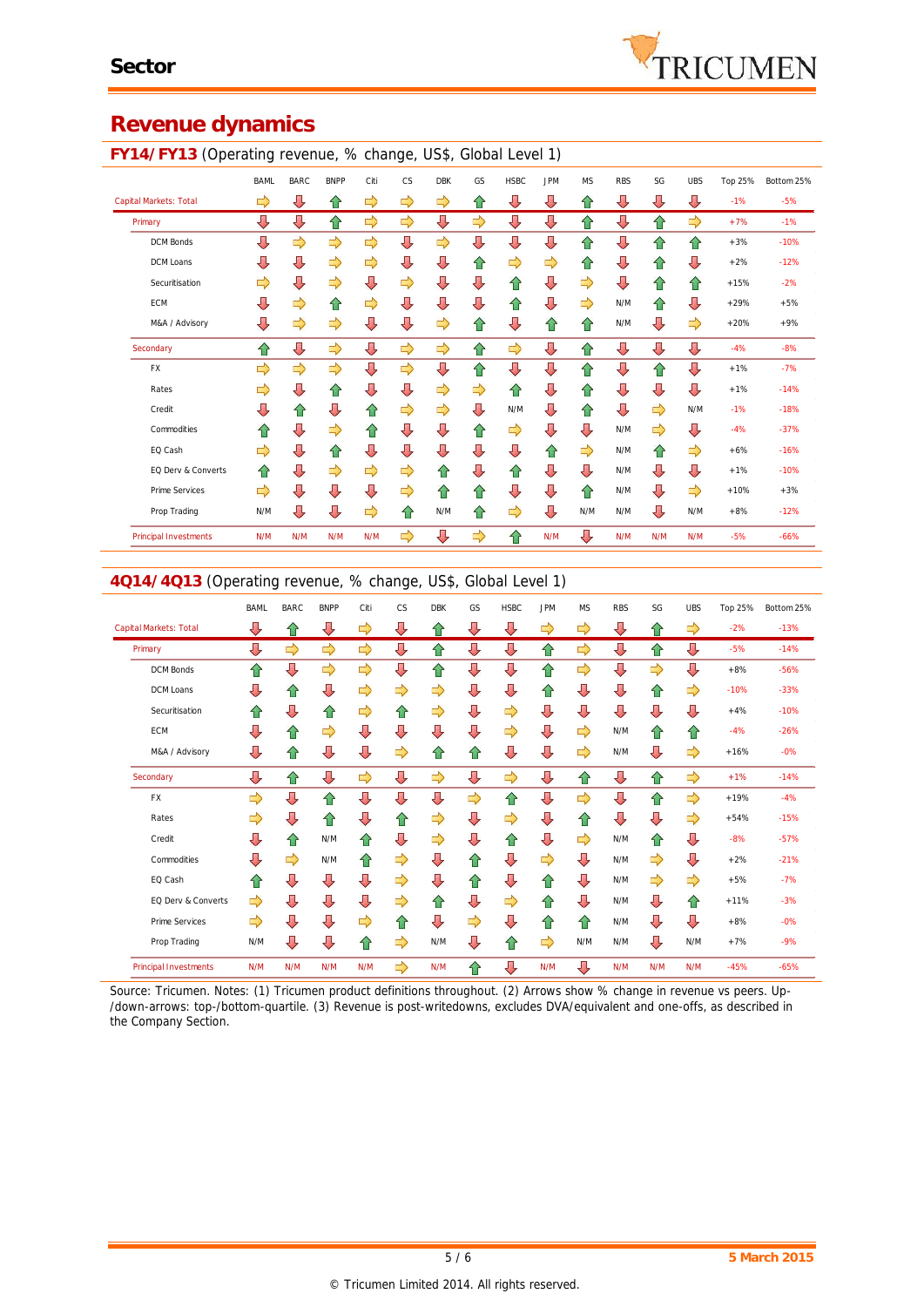# Sector

## Revenue dynamics

### FY14/FY13 (Operating revenue, % change, US$, Global Level 1)

| | BAML | BARC | BNPP | Citi | CS | DBK | GS | HSBC | JPM | MS | RBS | SG | UBS | Top 25% | Bottom 25% |
|---|---|---|---|---|---|---|---|---|---|---|---|---|---|---|---|
| Capital Markets: Total | → | ↓ | ↑ | → | → | → | ↑ | ↓ | ↓ | ↑ | ↓ | ↓ | ↓ | -1% | -5% |
| Primary | ↓ | ↓ | ↑ | → | → | ↓ | → | ↓ | ↓ | ↑ | ↓ | ↑ | → | +7% | -1% |
| DCM Bonds | ↓ | → | → | → | ↓ | → | ↓ | ↓ | ↓ | ↑ | ↓ | ↑ | ↑ | +3% | -10% |
| DCM Loans | ↓ | ↓ | → | → | ↓ | ↓ | ↑ | → | → | ↑ | ↓ | ↑ | ↓ | +2% | -12% |
| Securitisation | → | ↓ | → | ↓ | → | ↓ | ↓ | ↑ | ↓ | → | ↓ | ↑ | ↑ | +15% | -2% |
| ECM | ↓ | → | ↑ | → | ↓ | ↓ | ↓ | ↑ | ↓ | → | N/M | ↑ | ↓ | +29% | +5% |
| M&A / Advisory | ↓ | → | → | ↓ | ↓ | → | ↑ | ↓ | ↑ | ↑ | N/M | ↓ | → | +20% | +9% |
| Secondary | ↑ | ↓ | → | ↓ | → | → | ↑ | → | ↓ | ↑ | ↓ | ↓ | ↓ | -4% | -8% |
| FX | → | → | → | ↓ | → | ↓ | ↑ | ↓ | ↓ | ↑ | ↓ | ↑ | ↓ | +1% | -7% |
| Rates | → | ↓ | ↑ | ↓ | ↓ | → | → | ↑ | ↓ | ↑ | ↓ | ↓ | ↓ | +1% | -14% |
| Credit | ↓ | ↑ | ↓ | ↑ | → | → | ↓ | N/M | ↓ | ↑ | ↓ | → | N/M | -1% | -18% |
| Commodities | ↑ | ↓ | → | ↑ | ↓ | ↓ | ↑ | → | ↓ | ↓ | N/M | → | ↓ | -4% | -37% |
| EQ Cash | → | ↓ | ↑ | ↓ | ↓ | ↓ | ↓ | ↓ | ↑ | → | N/M | ↑ | → | +6% | -16% |
| EQ Derv & Converts | ↑ | ↓ | → | ↓ | → | ↑ | ↓ | ↑ | ↓ | ↓ | N/M | ↓ | ↓ | +1% | -10% |
| Prime Services | → | ↓ | ↓ | ↓ | → | ↑ | ↑ | ↓ | ↓ | ↑ | N/M | ↓ | → | +10% | +3% |
| Prop Trading | N/M | ↓ | ↓ | → | ↑ | N/M | ↑ | → | ↓ | N/M | N/M | ↓ | N/M | +8% | -12% |
| Principal Investments | N/M | N/M | N/M | N/M | → | ↓ | → | ↑ | N/M | ↓ | N/M | N/M | N/M | -5% | -66% |

### 4Q14/4Q13 (Operating revenue, % change, US$, Global Level 1)

| | BAML | BARC | BNPP | Citi | CS | DBK | GS | HSBC | JPM | MS | RBS | SG | UBS | Top 25% | Bottom 25% |
|---|---|---|---|---|---|---|---|---|---|---|---|---|---|---|---|
| Capital Markets: Total | ↓ | ↑ | ↓ | → | ↓ | ↑ | ↓ | ↓ | → | → | ↓ | ↑ | → | -2% | -13% |
| Primary | ↓ | → | → | → | ↓ | ↑ | ↓ | ↓ | ↑ | → | ↓ | ↑ | ↓ | -5% | -14% |
| DCM Bonds | ↑ | ↓ | → | → | ↓ | ↑ | ↓ | ↓ | ↑ | → | ↓ | → | ↓ | +8% | -56% |
| DCM Loans | ↓ | ↑ | ↓ | → | → | → | ↓ | ↓ | ↑ | ↓ | ↓ | ↑ | ↓ | -10% | -33% |
| Securitisation | ↑ | ↓ | ↑ | → | ↑ | → | ↓ | → | ↓ | ↓ | ↓ | ↓ | ↑ | +4% | -10% |
| ECM | ↓ | ↑ | → | ↓ | ↓ | ↓ | ↓ | → | ↓ | → | N/M | ↑ | ↑ | -4% | -26% |
| M&A / Advisory | ↓ | ↑ | ↓ | ↓ | → | ↑ | ↑ | ↓ | ↓ | → | N/M | ↓ | → | +16% | -0% |
| Secondary | ↓ | ↑ | ↓ | → | ↓ | → | ↓ | → | ↓ | ↑ | ↓ | ↑ | → | +1% | -14% |
| FX | → | ↓ | ↑ | ↓ | ↓ | ↓ | → | ↑ | ↓ | → | ↓ | ↑ | → | +19% | -4% |
| Rates | → | ↓ | ↑ | ↓ | ↑ | → | ↓ | → | ↓ | ↑ | ↓ | ↓ | → | +54% | -15% |
| Credit | ↓ | ↑ | N/M | ↑ | ↓ | → | ↓ | ↑ | ↓ | → | N/M | ↑ | ↓ | -8% | -57% |
| Commodities | ↓ | → | N/M | ↑ | → | ↓ | ↑ | ↓ | → | ↓ | N/M | → | ↓ | +2% | -21% |
| EQ Cash | ↑ | ↓ | ↓ | ↓ | → | ↓ | ↑ | ↓ | ↑ | ↓ | N/M | → | → | +5% | -7% |
| EQ Derv & Converts | → | ↓ | ↓ | ↓ | → | ↑ | ↓ | → | ↑ | ↓ | N/M | ↓ | ↑ | +11% | -3% |
| Prime Services | → | ↓ | ↓ | → | ↑ | ↓ | → | ↓ | ↑ | ↑ | N/M | ↓ | ↓ | +8% | -0% |
| Prop Trading | N/M | ↓ | ↓ | ↑ | → | N/M | ↓ | ↑ | → | N/M | N/M | ↓ | N/M | +7% | -9% |
| Principal Investments | N/M | N/M | N/M | N/M | → | N/M | ↑ | ↓ | N/M | ↓ | N/M | N/M | N/M | -45% | -65% |

Source: Tricumen. Notes: (1) Tricumen product definitions throughout. (2) Arrows show % change in revenue vs peers. Up-/down-arrows: top-/bottom-quartile. (3) Revenue is post-writedowns, excludes DVA/equivalent and one-offs, as described in the Company Section.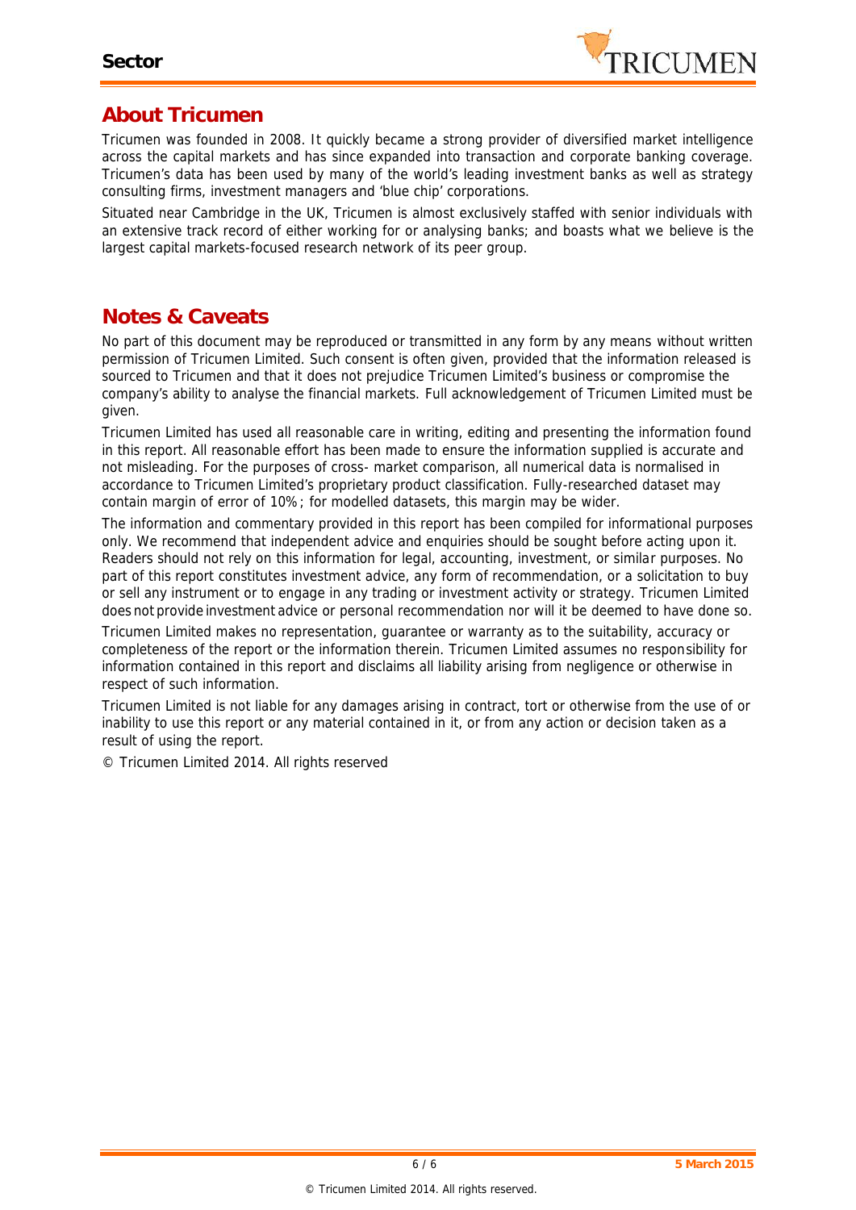## About Tricumen

Tricumen was founded in 2008. It quickly became a strong provider of diversified market intelligence across the capital markets and has since expanded into transaction and corporate banking coverage. Tricumen's data has been used by many of the world's leading investment banks as well as strategy consulting firms, investment managers and 'blue chip' corporations.

Situated near Cambridge in the UK, Tricumen is almost exclusively staffed with senior individuals with an extensive track record of either working for or analysing banks; and boasts what we believe is the largest capital markets-focused research network of its peer group.

## Notes & Caveats

No part of this document may be reproduced or transmitted in any form by any means without written permission of Tricumen Limited. Such consent is often given, provided that the information released is sourced to Tricumen and that it does not prejudice Tricumen Limited's business or compromise the company's ability to analyse the financial markets. Full acknowledgement of Tricumen Limited must be given.

Tricumen Limited has used all reasonable care in writing, editing and presenting the information found in this report. All reasonable effort has been made to ensure the information supplied is accurate and not misleading. For the purposes of cross- market comparison, all numerical data is normalised in accordance to Tricumen Limited's proprietary product classification. Fully-researched dataset may contain margin of error of 10%; for modelled datasets, this margin may be wider.

The information and commentary provided in this report has been compiled for informational purposes only. We recommend that independent advice and enquiries should be sought before acting upon it. Readers should not rely on this information for legal, accounting, investment, or similar purposes. No part of this report constitutes investment advice, any form of recommendation, or a solicitation to buy or sell any instrument or to engage in any trading or investment activity or strategy. Tricumen Limited does not provide investment advice or personal recommendation nor will it be deemed to have done so.

Tricumen Limited makes no representation, guarantee or warranty as to the suitability, accuracy or completeness of the report or the information therein. Tricumen Limited assumes no responsibility for information contained in this report and disclaims all liability arising from negligence or otherwise in respect of such information.

Tricumen Limited is not liable for any damages arising in contract, tort or otherwise from the use of or inability to use this report or any material contained in it, or from any action or decision taken as a result of using the report.

© Tricumen Limited 2014. All rights reserved